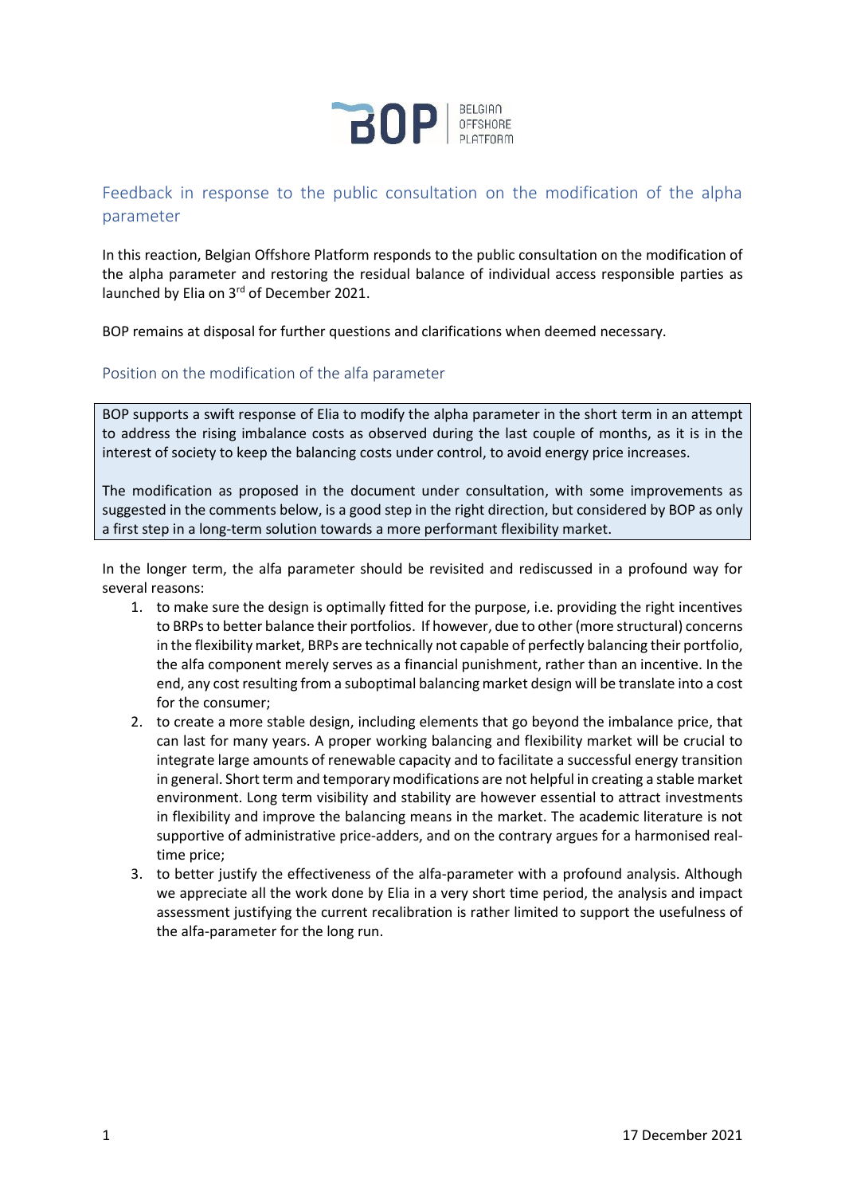BOP | BELGIAN OFFSHORE PLATFORM

## Feedback in response to the public consultation on the modification of the alpha parameter

In this reaction, Belgian Offshore Platform responds to the public consultation on the modification of the alpha parameter and restoring the residual balance of individual access responsible parties as launched by Elia on 3rd of December 2021.

BOP remains at disposal for further questions and clarifications when deemed necessary.

### Position on the modification of the alfa parameter

> BOP supports a swift response of Elia to modify the alpha parameter in the short term in an attempt to address the rising imbalance costs as observed during the last couple of months, as it is in the interest of society to keep the balancing costs under control, to avoid energy price increases.
>
> The modification as proposed in the document under consultation, with some improvements as suggested in the comments below, is a good step in the right direction, but considered by BOP as only a first step in a long-term solution towards a more performant flexibility market.

In the longer term, the alfa parameter should be revisited and rediscussed in a profound way for several reasons:

1. to make sure the design is optimally fitted for the purpose, i.e. providing the right incentives to BRPs to better balance their portfolios. If however, due to other (more structural) concerns in the flexibility market, BRPs are technically not capable of perfectly balancing their portfolio, the alfa component merely serves as a financial punishment, rather than an incentive. In the end, any cost resulting from a suboptimal balancing market design will be translate into a cost for the consumer;
2. to create a more stable design, including elements that go beyond the imbalance price, that can last for many years. A proper working balancing and flexibility market will be crucial to integrate large amounts of renewable capacity and to facilitate a successful energy transition in general. Short term and temporary modifications are not helpful in creating a stable market environment. Long term visibility and stability are however essential to attract investments in flexibility and improve the balancing means in the market. The academic literature is not supportive of administrative price-adders, and on the contrary argues for a harmonised real-time price;
3. to better justify the effectiveness of the alfa-parameter with a profound analysis. Although we appreciate all the work done by Elia in a very short time period, the analysis and impact assessment justifying the current recalibration is rather limited to support the usefulness of the alfa-parameter for the long run.

17 December 2021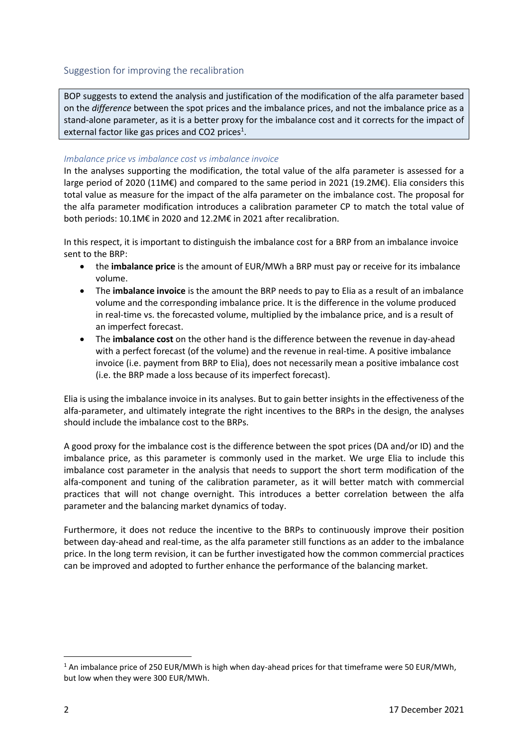## Suggestion for improving the recalibration

BOP suggests to extend the analysis and justification of the modification of the alfa parameter based on the *difference* between the spot prices and the imbalance prices, and not the imbalance price as a stand-alone parameter, as it is a better proxy for the imbalance cost and it corrects for the impact of external factor like gas prices and CO2 prices[1].

### *Imbalance price vs imbalance cost vs imbalance invoice*

In the analyses supporting the modification, the total value of the alfa parameter is assessed for a large period of 2020 (11M€) and compared to the same period in 2021 (19.2M€). Elia considers this total value as measure for the impact of the alfa parameter on the imbalance cost. The proposal for the alfa parameter modification introduces a calibration parameter CP to match the total value of both periods: 10.1M€ in 2020 and 12.2M€ in 2021 after recalibration.

In this respect, it is important to distinguish the imbalance cost for a BRP from an imbalance invoice sent to the BRP:

- the **imbalance price** is the amount of EUR/MWh a BRP must pay or receive for its imbalance volume.
- The **imbalance invoice** is the amount the BRP needs to pay to Elia as a result of an imbalance volume and the corresponding imbalance price. It is the difference in the volume produced in real-time vs. the forecasted volume, multiplied by the imbalance price, and is a result of an imperfect forecast.
- The **imbalance cost** on the other hand is the difference between the revenue in day-ahead with a perfect forecast (of the volume) and the revenue in real-time. A positive imbalance invoice (i.e. payment from BRP to Elia), does not necessarily mean a positive imbalance cost (i.e. the BRP made a loss because of its imperfect forecast).

Elia is using the imbalance invoice in its analyses. But to gain better insights in the effectiveness of the alfa-parameter, and ultimately integrate the right incentives to the BRPs in the design, the analyses should include the imbalance cost to the BRPs.

A good proxy for the imbalance cost is the difference between the spot prices (DA and/or ID) and the imbalance price, as this parameter is commonly used in the market. We urge Elia to include this imbalance cost parameter in the analysis that needs to support the short term modification of the alfa-component and tuning of the calibration parameter, as it will better match with commercial practices that will not change overnight. This introduces a better correlation between the alfa parameter and the balancing market dynamics of today.

Furthermore, it does not reduce the incentive to the BRPs to continuously improve their position between day-ahead and real-time, as the alfa parameter still functions as an adder to the imbalance price. In the long term revision, it can be further investigated how the common commercial practices can be improved and adopted to further enhance the performance of the balancing market.

---

[1] An imbalance price of 250 EUR/MWh is high when day-ahead prices for that timeframe were 50 EUR/MWh, but low when they were 300 EUR/MWh.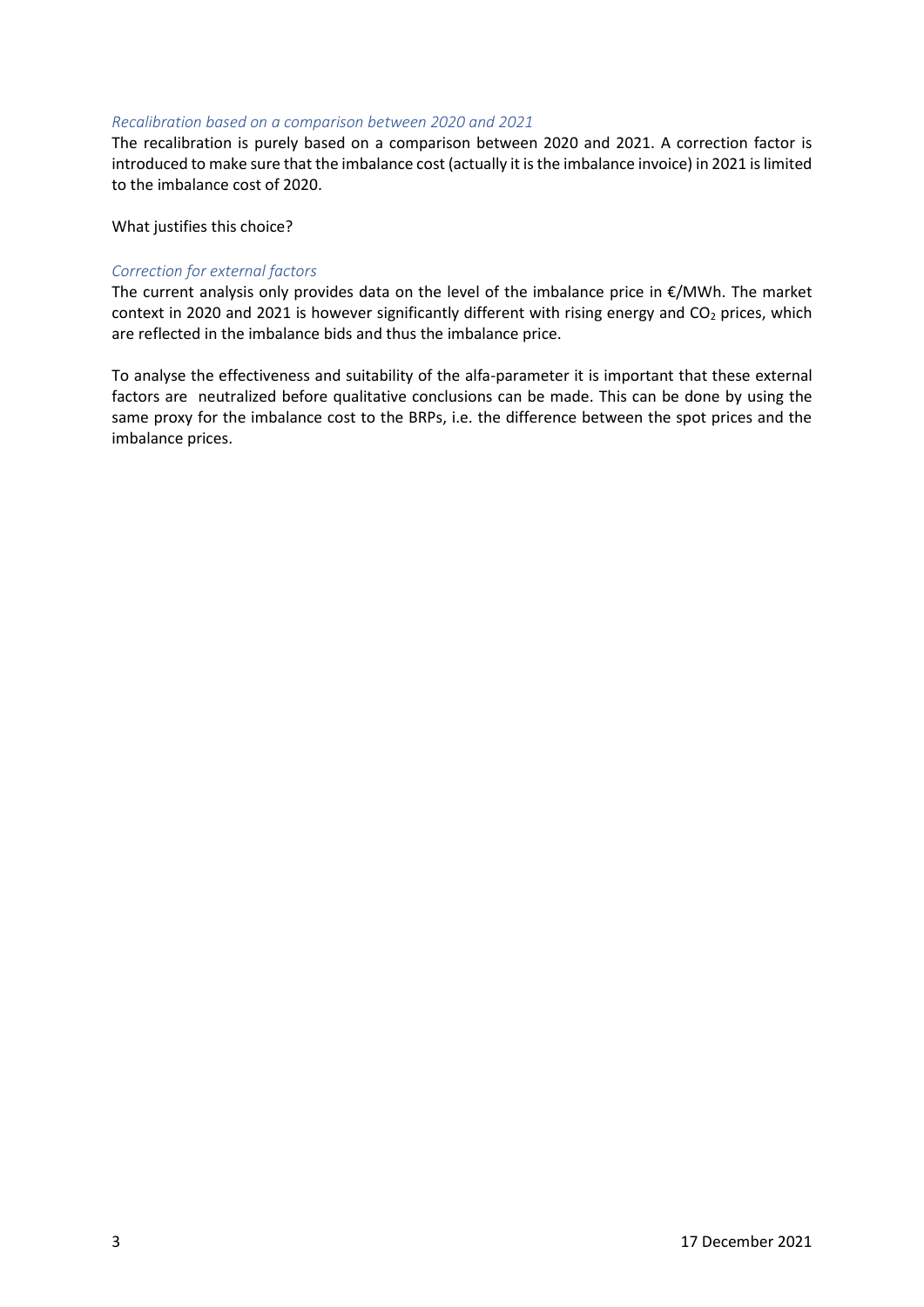### *Recalibration based on a comparison between 2020 and 2021*

The recalibration is purely based on a comparison between 2020 and 2021. A correction factor is introduced to make sure that the imbalance cost (actually it is the imbalance invoice) in 2021 is limited to the imbalance cost of 2020.

What justifies this choice?

### *Correction for external factors*

The current analysis only provides data on the level of the imbalance price in €/MWh. The market context in 2020 and 2021 is however significantly different with rising energy and $CO_2$ prices, which are reflected in the imbalance bids and thus the imbalance price.

To analyse the effectiveness and suitability of the alfa-parameter it is important that these external factors are neutralized before qualitative conclusions can be made. This can be done by using the same proxy for the imbalance cost to the BRPs, i.e. the difference between the spot prices and the imbalance prices.